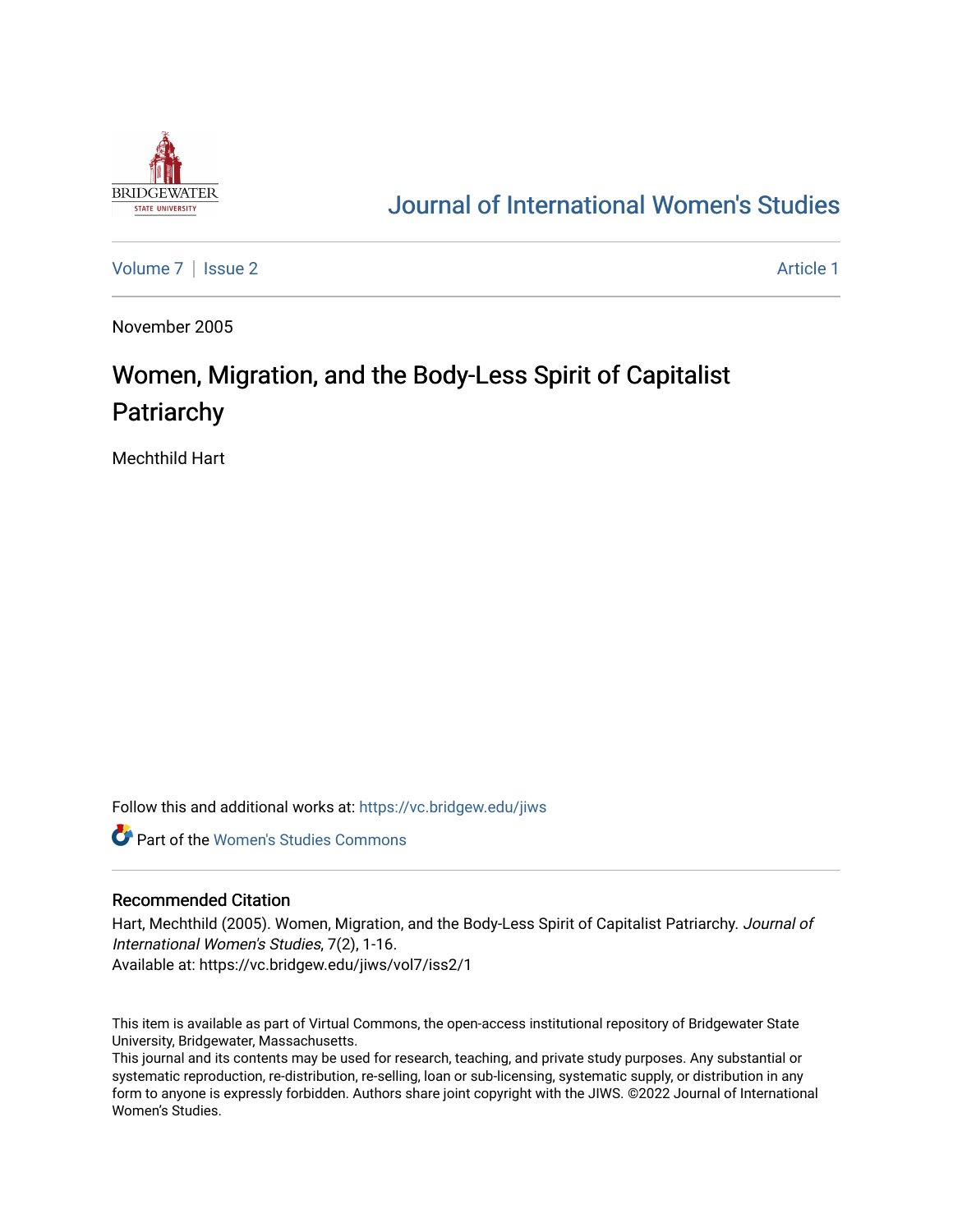Journal of International Women's Studies

Volume 7 | Issue 2 Article 1

November 2005

# Women, Migration, and the Body-Less Spirit of Capitalist Patriarchy

Mechthild Hart

Follow this and additional works at: https://vc.bridgew.edu/jiws

Part of the Women's Studies Commons

## Recommended Citation

Hart, Mechthild (2005). Women, Migration, and the Body-Less Spirit of Capitalist Patriarchy. *Journal of International Women's Studies*, 7(2), 1-16.
Available at: https://vc.bridgew.edu/jiws/vol7/iss2/1

This item is available as part of Virtual Commons, the open-access institutional repository of Bridgewater State University, Bridgewater, Massachusetts.
This journal and its contents may be used for research, teaching, and private study purposes. Any substantial or systematic reproduction, re-distribution, re-selling, loan or sub-licensing, systematic supply, or distribution in any form to anyone is expressly forbidden. Authors share joint copyright with the JIWS. ©2022 Journal of International Women's Studies.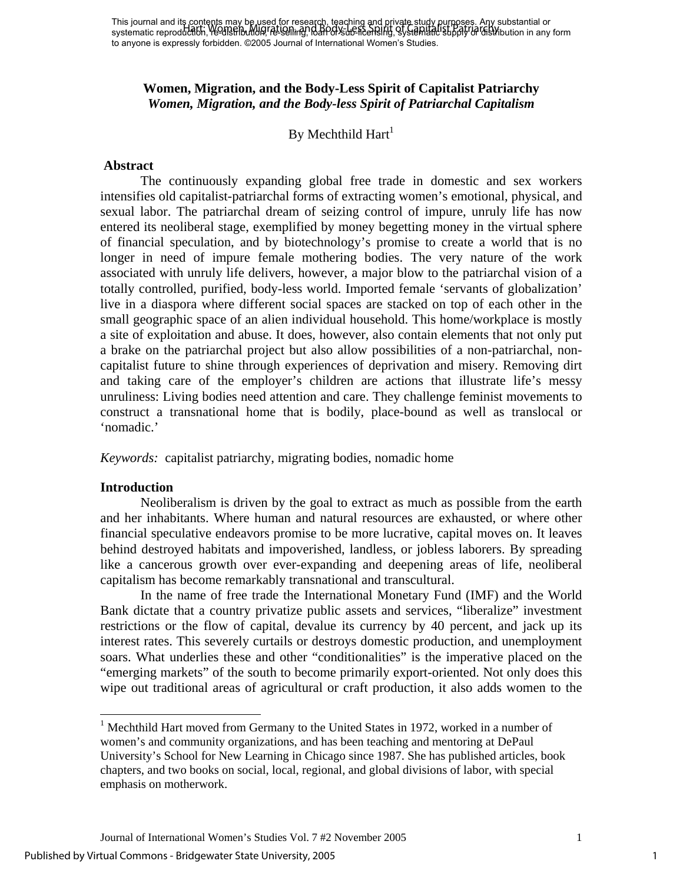This journal and its contents may be used for research, teaching and private study purposes. Any substantial or systematic reproduction, re-distribution, re-selling, loan or sub-licensing, systematic supply or distribution in any form to anyone is expressly forbidden. ©2005 Journal of International Women's Studies.

# Women, Migration, and the Body-Less Spirit of Capitalist Patriarchy
## *Women, Migration, and the Body-less Spirit of Patriarchal Capitalism*

By Mechthild Hart[1]

### Abstract

The continuously expanding global free trade in domestic and sex workers intensifies old capitalist-patriarchal forms of extracting women's emotional, physical, and sexual labor. The patriarchal dream of seizing control of impure, unruly life has now entered its neoliberal stage, exemplified by money begetting money in the virtual sphere of financial speculation, and by biotechnology's promise to create a world that is no longer in need of impure female mothering bodies. The very nature of the work associated with unruly life delivers, however, a major blow to the patriarchal vision of a totally controlled, purified, body-less world. Imported female 'servants of globalization' live in a diaspora where different social spaces are stacked on top of each other in the small geographic space of an alien individual household. This home/workplace is mostly a site of exploitation and abuse. It does, however, also contain elements that not only put a brake on the patriarchal project but also allow possibilities of a non-patriarchal, non-capitalist future to shine through experiences of deprivation and misery. Removing dirt and taking care of the employer's children are actions that illustrate life's messy unruliness: Living bodies need attention and care. They challenge feminist movements to construct a transnational home that is bodily, place-bound as well as translocal or 'nomadic.'

*Keywords:* capitalist patriarchy, migrating bodies, nomadic home

### Introduction

Neoliberalism is driven by the goal to extract as much as possible from the earth and her inhabitants. Where human and natural resources are exhausted, or where other financial speculative endeavors promise to be more lucrative, capital moves on. It leaves behind destroyed habitats and impoverished, landless, or jobless laborers. By spreading like a cancerous growth over ever-expanding and deepening areas of life, neoliberal capitalism has become remarkably transnational and transcultural.

In the name of free trade the International Monetary Fund (IMF) and the World Bank dictate that a country privatize public assets and services, "liberalize" investment restrictions or the flow of capital, devalue its currency by 40 percent, and jack up its interest rates. This severely curtails or destroys domestic production, and unemployment soars. What underlies these and other "conditionalities" is the imperative placed on the "emerging markets" of the south to become primarily export-oriented. Not only does this wipe out traditional areas of agricultural or craft production, it also adds women to the

[1] Mechthild Hart moved from Germany to the United States in 1972, worked in a number of women's and community organizations, and has been teaching and mentoring at DePaul University's School for New Learning in Chicago since 1987. She has published articles, book chapters, and two books on social, local, regional, and global divisions of labor, with special emphasis on motherwork.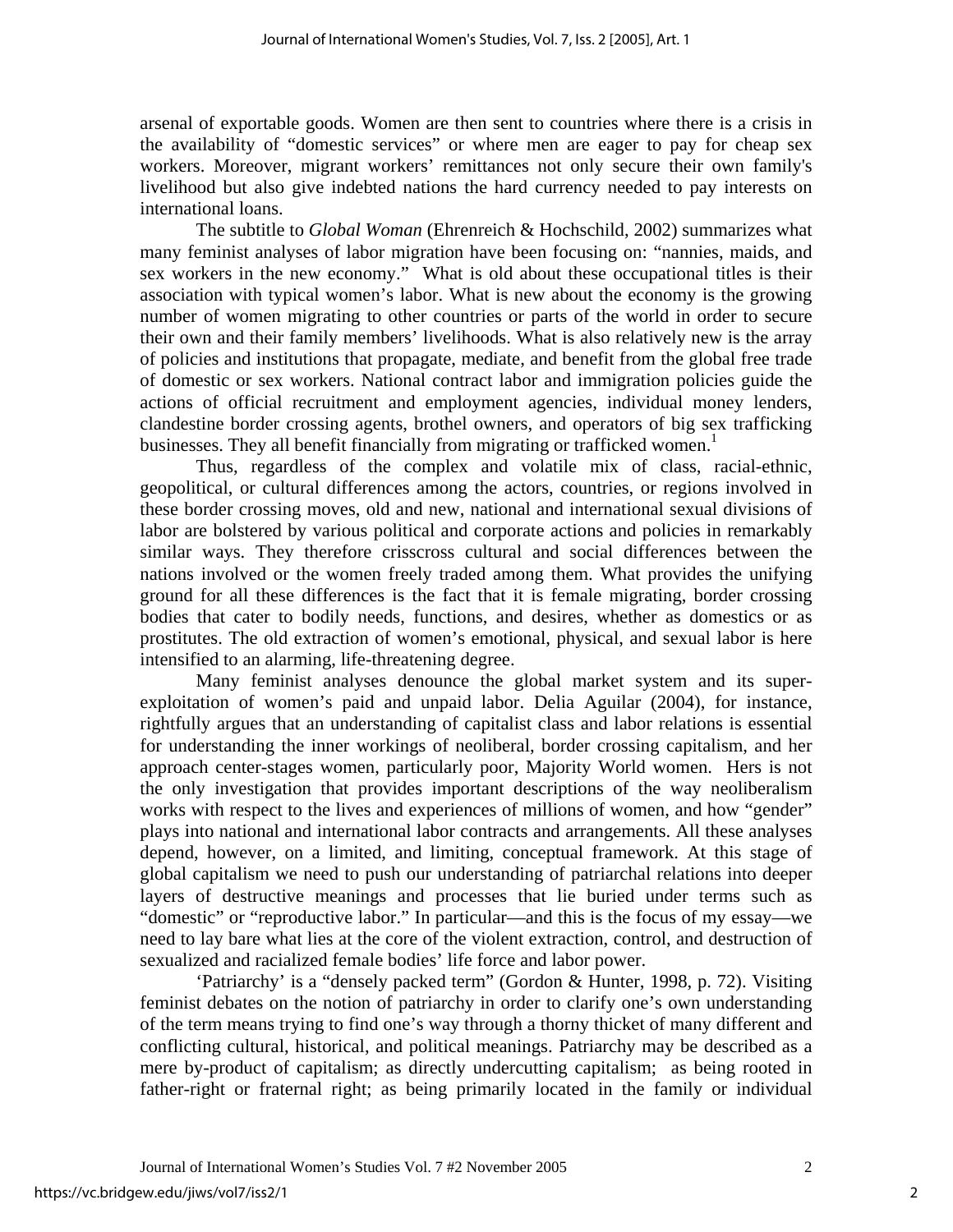arsenal of exportable goods. Women are then sent to countries where there is a crisis in the availability of "domestic services" or where men are eager to pay for cheap sex workers. Moreover, migrant workers' remittances not only secure their own family's livelihood but also give indebted nations the hard currency needed to pay interests on international loans.

The subtitle to *Global Woman* (Ehrenreich & Hochschild, 2002) summarizes what many feminist analyses of labor migration have been focusing on: "nannies, maids, and sex workers in the new economy." What is old about these occupational titles is their association with typical women's labor. What is new about the economy is the growing number of women migrating to other countries or parts of the world in order to secure their own and their family members' livelihoods. What is also relatively new is the array of policies and institutions that propagate, mediate, and benefit from the global free trade of domestic or sex workers. National contract labor and immigration policies guide the actions of official recruitment and employment agencies, individual money lenders, clandestine border crossing agents, brothel owners, and operators of big sex trafficking businesses. They all benefit financially from migrating or trafficked women.[1]

Thus, regardless of the complex and volatile mix of class, racial-ethnic, geopolitical, or cultural differences among the actors, countries, or regions involved in these border crossing moves, old and new, national and international sexual divisions of labor are bolstered by various political and corporate actions and policies in remarkably similar ways. They therefore crisscross cultural and social differences between the nations involved or the women freely traded among them. What provides the unifying ground for all these differences is the fact that it is female migrating, border crossing bodies that cater to bodily needs, functions, and desires, whether as domestics or as prostitutes. The old extraction of women's emotional, physical, and sexual labor is here intensified to an alarming, life-threatening degree.

Many feminist analyses denounce the global market system and its super-exploitation of women's paid and unpaid labor. Delia Aguilar (2004), for instance, rightfully argues that an understanding of capitalist class and labor relations is essential for understanding the inner workings of neoliberal, border crossing capitalism, and her approach center-stages women, particularly poor, Majority World women. Hers is not the only investigation that provides important descriptions of the way neoliberalism works with respect to the lives and experiences of millions of women, and how "gender" plays into national and international labor contracts and arrangements. All these analyses depend, however, on a limited, and limiting, conceptual framework. At this stage of global capitalism we need to push our understanding of patriarchal relations into deeper layers of destructive meanings and processes that lie buried under terms such as "domestic" or "reproductive labor." In particular—and this is the focus of my essay—we need to lay bare what lies at the core of the violent extraction, control, and destruction of sexualized and racialized female bodies' life force and labor power.

'Patriarchy' is a "densely packed term" (Gordon & Hunter, 1998, p. 72). Visiting feminist debates on the notion of patriarchy in order to clarify one's own understanding of the term means trying to find one's way through a thorny thicket of many different and conflicting cultural, historical, and political meanings. Patriarchy may be described as a mere by-product of capitalism; as directly undercutting capitalism; as being rooted in father-right or fraternal right; as being primarily located in the family or individual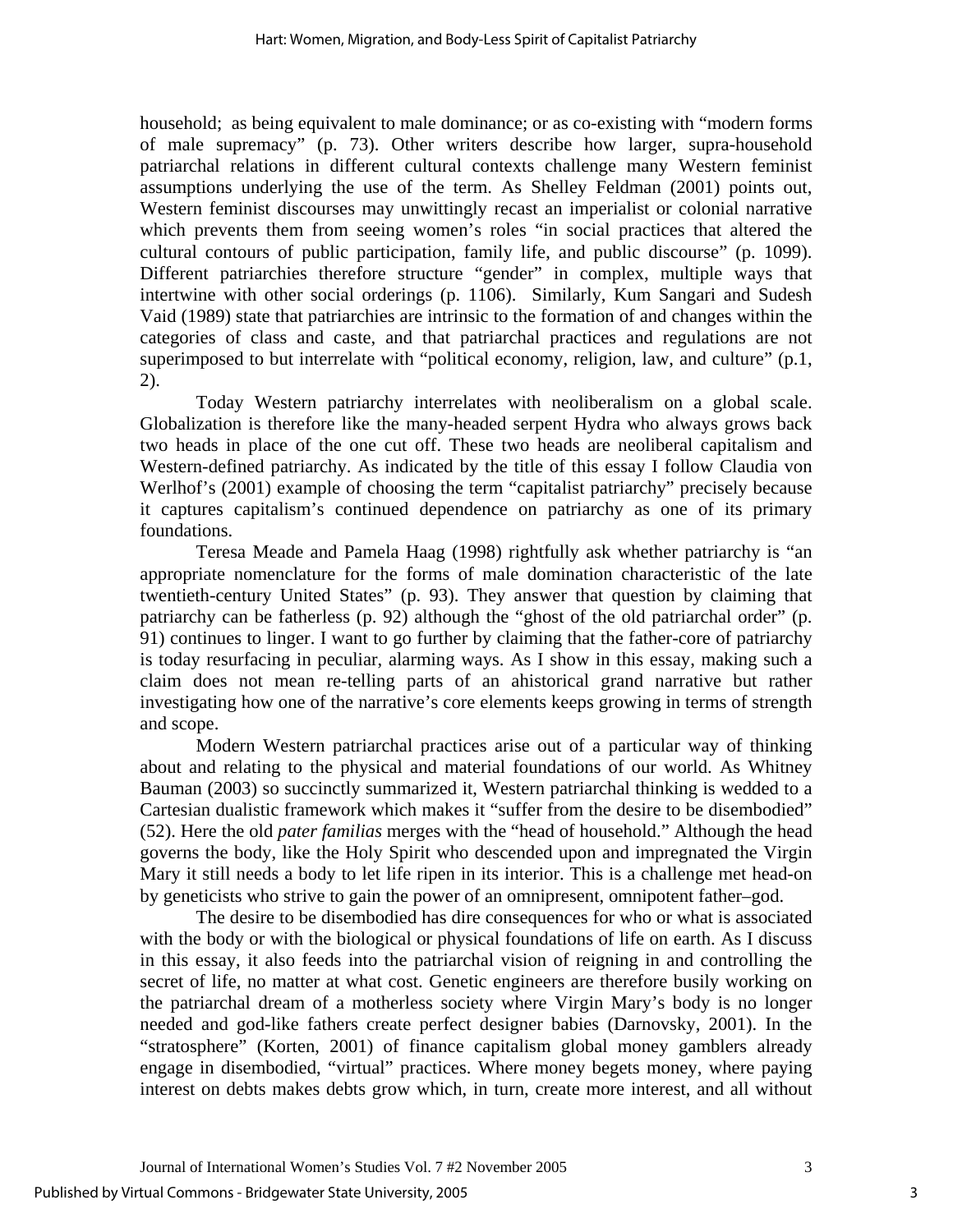household; as being equivalent to male dominance; or as co-existing with "modern forms of male supremacy" (p. 73). Other writers describe how larger, supra-household patriarchal relations in different cultural contexts challenge many Western feminist assumptions underlying the use of the term. As Shelley Feldman (2001) points out, Western feminist discourses may unwittingly recast an imperialist or colonial narrative which prevents them from seeing women's roles "in social practices that altered the cultural contours of public participation, family life, and public discourse" (p. 1099). Different patriarchies therefore structure "gender" in complex, multiple ways that intertwine with other social orderings (p. 1106). Similarly, Kum Sangari and Sudesh Vaid (1989) state that patriarchies are intrinsic to the formation of and changes within the categories of class and caste, and that patriarchal practices and regulations are not superimposed to but interrelate with "political economy, religion, law, and culture" (p.1, 2).

Today Western patriarchy interrelates with neoliberalism on a global scale. Globalization is therefore like the many-headed serpent Hydra who always grows back two heads in place of the one cut off. These two heads are neoliberal capitalism and Western-defined patriarchy. As indicated by the title of this essay I follow Claudia von Werlhof's (2001) example of choosing the term "capitalist patriarchy" precisely because it captures capitalism's continued dependence on patriarchy as one of its primary foundations.

Teresa Meade and Pamela Haag (1998) rightfully ask whether patriarchy is "an appropriate nomenclature for the forms of male domination characteristic of the late twentieth-century United States" (p. 93). They answer that question by claiming that patriarchy can be fatherless (p. 92) although the "ghost of the old patriarchal order" (p. 91) continues to linger. I want to go further by claiming that the father-core of patriarchy is today resurfacing in peculiar, alarming ways. As I show in this essay, making such a claim does not mean re-telling parts of an ahistorical grand narrative but rather investigating how one of the narrative's core elements keeps growing in terms of strength and scope.

Modern Western patriarchal practices arise out of a particular way of thinking about and relating to the physical and material foundations of our world. As Whitney Bauman (2003) so succinctly summarized it, Western patriarchal thinking is wedded to a Cartesian dualistic framework which makes it "suffer from the desire to be disembodied" (52). Here the old *pater familias* merges with the "head of household." Although the head governs the body, like the Holy Spirit who descended upon and impregnated the Virgin Mary it still needs a body to let life ripen in its interior. This is a challenge met head-on by geneticists who strive to gain the power of an omnipresent, omnipotent father–god.

The desire to be disembodied has dire consequences for who or what is associated with the body or with the biological or physical foundations of life on earth. As I discuss in this essay, it also feeds into the patriarchal vision of reigning in and controlling the secret of life, no matter at what cost. Genetic engineers are therefore busily working on the patriarchal dream of a motherless society where Virgin Mary's body is no longer needed and god-like fathers create perfect designer babies (Darnovsky, 2001). In the "stratosphere" (Korten, 2001) of finance capitalism global money gamblers already engage in disembodied, "virtual" practices. Where money begets money, where paying interest on debts makes debts grow which, in turn, create more interest, and all without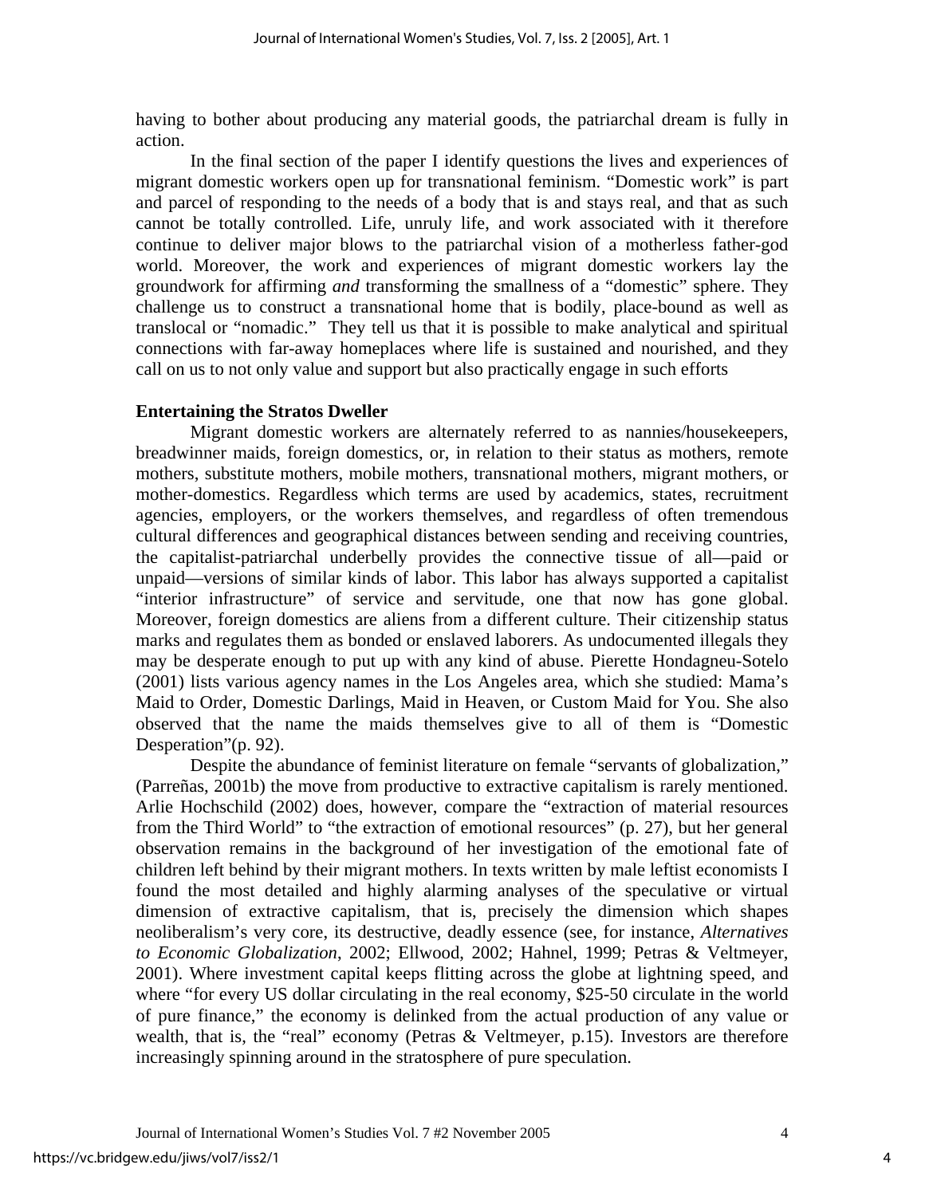having to bother about producing any material goods, the patriarchal dream is fully in action.

In the final section of the paper I identify questions the lives and experiences of migrant domestic workers open up for transnational feminism. "Domestic work" is part and parcel of responding to the needs of a body that is and stays real, and that as such cannot be totally controlled. Life, unruly life, and work associated with it therefore continue to deliver major blows to the patriarchal vision of a motherless father-god world. Moreover, the work and experiences of migrant domestic workers lay the groundwork for affirming *and* transforming the smallness of a "domestic" sphere. They challenge us to construct a transnational home that is bodily, place-bound as well as translocal or "nomadic." They tell us that it is possible to make analytical and spiritual connections with far-away homeplaces where life is sustained and nourished, and they call on us to not only value and support but also practically engage in such efforts

**Entertaining the Stratos Dweller**

Migrant domestic workers are alternately referred to as nannies/housekeepers, breadwinner maids, foreign domestics, or, in relation to their status as mothers, remote mothers, substitute mothers, mobile mothers, transnational mothers, migrant mothers, or mother-domestics. Regardless which terms are used by academics, states, recruitment agencies, employers, or the workers themselves, and regardless of often tremendous cultural differences and geographical distances between sending and receiving countries, the capitalist-patriarchal underbelly provides the connective tissue of all—paid or unpaid—versions of similar kinds of labor. This labor has always supported a capitalist "interior infrastructure" of service and servitude, one that now has gone global. Moreover, foreign domestics are aliens from a different culture. Their citizenship status marks and regulates them as bonded or enslaved laborers. As undocumented illegals they may be desperate enough to put up with any kind of abuse. Pierette Hondagneu-Sotelo (2001) lists various agency names in the Los Angeles area, which she studied: Mama's Maid to Order, Domestic Darlings, Maid in Heaven, or Custom Maid for You. She also observed that the name the maids themselves give to all of them is "Domestic Desperation"(p. 92).

Despite the abundance of feminist literature on female "servants of globalization," (Parreñas, 2001b) the move from productive to extractive capitalism is rarely mentioned. Arlie Hochschild (2002) does, however, compare the "extraction of material resources from the Third World" to "the extraction of emotional resources" (p. 27), but her general observation remains in the background of her investigation of the emotional fate of children left behind by their migrant mothers. In texts written by male leftist economists I found the most detailed and highly alarming analyses of the speculative or virtual dimension of extractive capitalism, that is, precisely the dimension which shapes neoliberalism's very core, its destructive, deadly essence (see, for instance, *Alternatives to Economic Globalization*, 2002; Ellwood, 2002; Hahnel, 1999; Petras & Veltmeyer, 2001). Where investment capital keeps flitting across the globe at lightning speed, and where "for every US dollar circulating in the real economy, \$25-50 circulate in the world of pure finance," the economy is delinked from the actual production of any value or wealth, that is, the "real" economy (Petras & Veltmeyer, p.15). Investors are therefore increasingly spinning around in the stratosphere of pure speculation.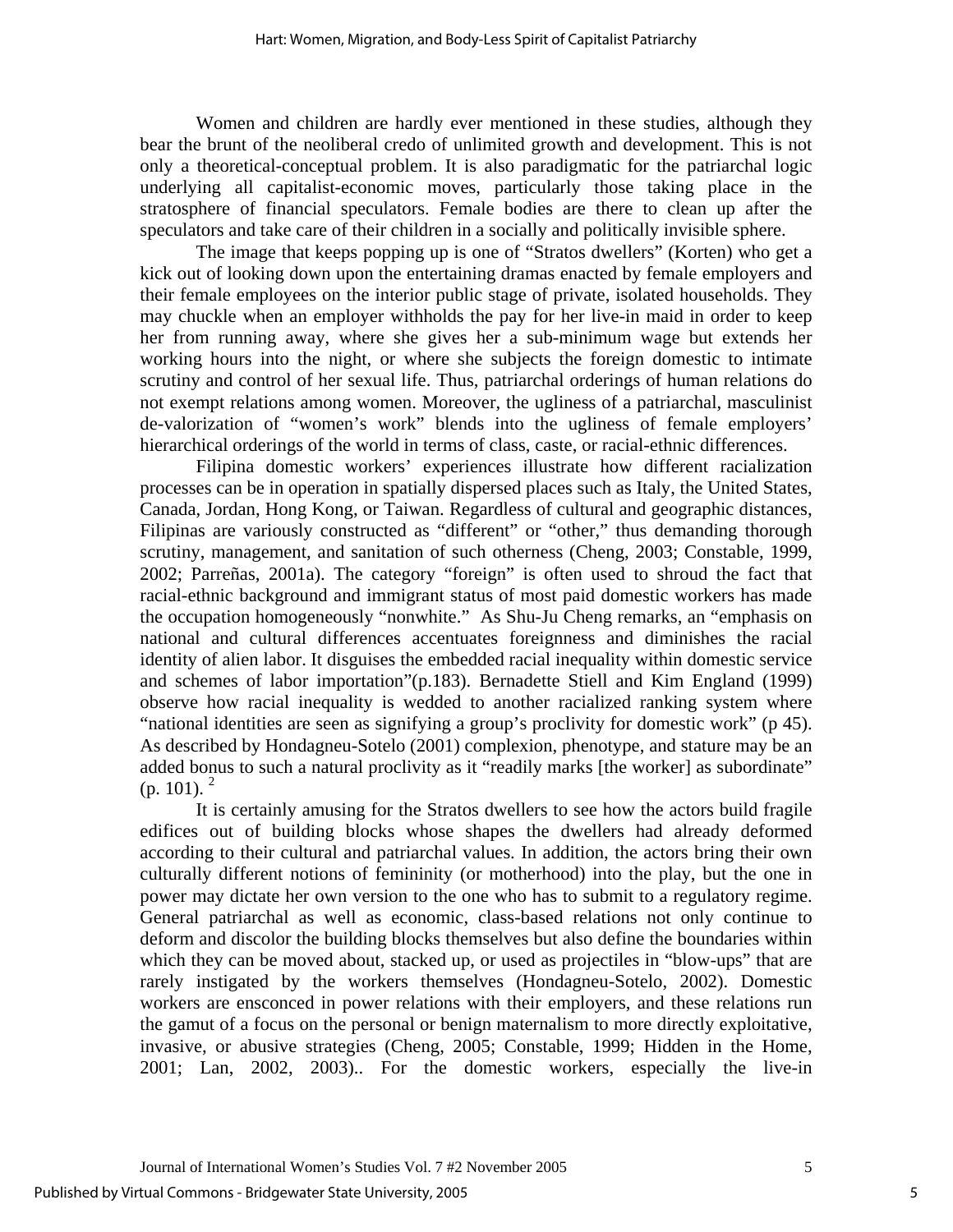Women and children are hardly ever mentioned in these studies, although they bear the brunt of the neoliberal credo of unlimited growth and development. This is not only a theoretical-conceptual problem. It is also paradigmatic for the patriarchal logic underlying all capitalist-economic moves, particularly those taking place in the stratosphere of financial speculators. Female bodies are there to clean up after the speculators and take care of their children in a socially and politically invisible sphere.

The image that keeps popping up is one of "Stratos dwellers" (Korten) who get a kick out of looking down upon the entertaining dramas enacted by female employers and their female employees on the interior public stage of private, isolated households. They may chuckle when an employer withholds the pay for her live-in maid in order to keep her from running away, where she gives her a sub-minimum wage but extends her working hours into the night, or where she subjects the foreign domestic to intimate scrutiny and control of her sexual life. Thus, patriarchal orderings of human relations do not exempt relations among women. Moreover, the ugliness of a patriarchal, masculinist de-valorization of "women's work" blends into the ugliness of female employers' hierarchical orderings of the world in terms of class, caste, or racial-ethnic differences.

Filipina domestic workers' experiences illustrate how different racialization processes can be in operation in spatially dispersed places such as Italy, the United States, Canada, Jordan, Hong Kong, or Taiwan. Regardless of cultural and geographic distances, Filipinas are variously constructed as "different" or "other," thus demanding thorough scrutiny, management, and sanitation of such otherness (Cheng, 2003; Constable, 1999, 2002; Parreñas, 2001a). The category "foreign" is often used to shroud the fact that racial-ethnic background and immigrant status of most paid domestic workers has made the occupation homogeneously "nonwhite." As Shu-Ju Cheng remarks, an "emphasis on national and cultural differences accentuates foreignness and diminishes the racial identity of alien labor. It disguises the embedded racial inequality within domestic service and schemes of labor importation"(p.183). Bernadette Stiell and Kim England (1999) observe how racial inequality is wedded to another racialized ranking system where "national identities are seen as signifying a group's proclivity for domestic work" (p 45). As described by Hondagneu-Sotelo (2001) complexion, phenotype, and stature may be an added bonus to such a natural proclivity as it "readily marks [the worker] as subordinate" (p. 101). [2]

It is certainly amusing for the Stratos dwellers to see how the actors build fragile edifices out of building blocks whose shapes the dwellers had already deformed according to their cultural and patriarchal values. In addition, the actors bring their own culturally different notions of femininity (or motherhood) into the play, but the one in power may dictate her own version to the one who has to submit to a regulatory regime. General patriarchal as well as economic, class-based relations not only continue to deform and discolor the building blocks themselves but also define the boundaries within which they can be moved about, stacked up, or used as projectiles in "blow-ups" that are rarely instigated by the workers themselves (Hondagneu-Sotelo, 2002). Domestic workers are ensconced in power relations with their employers, and these relations run the gamut of a focus on the personal or benign maternalism to more directly exploitative, invasive, or abusive strategies (Cheng, 2005; Constable, 1999; Hidden in the Home, 2001; Lan, 2002, 2003).. For the domestic workers, especially the live-in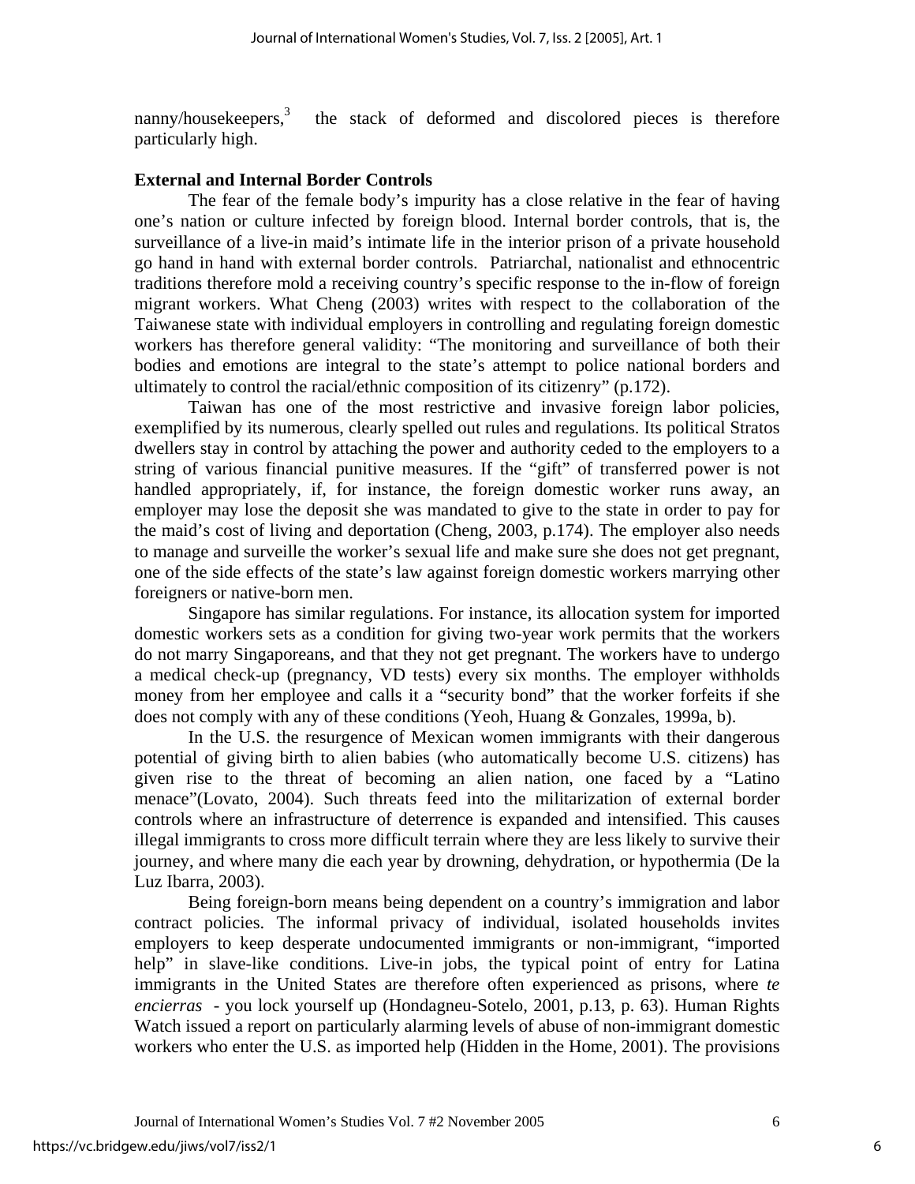nanny/housekeepers,[3] the stack of deformed and discolored pieces is therefore particularly high.

**External and Internal Border Controls**

The fear of the female body's impurity has a close relative in the fear of having one's nation or culture infected by foreign blood. Internal border controls, that is, the surveillance of a live-in maid's intimate life in the interior prison of a private household go hand in hand with external border controls. Patriarchal, nationalist and ethnocentric traditions therefore mold a receiving country's specific response to the in-flow of foreign migrant workers. What Cheng (2003) writes with respect to the collaboration of the Taiwanese state with individual employers in controlling and regulating foreign domestic workers has therefore general validity: "The monitoring and surveillance of both their bodies and emotions are integral to the state's attempt to police national borders and ultimately to control the racial/ethnic composition of its citizenry" (p.172).

Taiwan has one of the most restrictive and invasive foreign labor policies, exemplified by its numerous, clearly spelled out rules and regulations. Its political Stratos dwellers stay in control by attaching the power and authority ceded to the employers to a string of various financial punitive measures. If the "gift" of transferred power is not handled appropriately, if, for instance, the foreign domestic worker runs away, an employer may lose the deposit she was mandated to give to the state in order to pay for the maid's cost of living and deportation (Cheng, 2003, p.174). The employer also needs to manage and surveille the worker's sexual life and make sure she does not get pregnant, one of the side effects of the state's law against foreign domestic workers marrying other foreigners or native-born men.

Singapore has similar regulations. For instance, its allocation system for imported domestic workers sets as a condition for giving two-year work permits that the workers do not marry Singaporeans, and that they not get pregnant. The workers have to undergo a medical check-up (pregnancy, VD tests) every six months. The employer withholds money from her employee and calls it a "security bond" that the worker forfeits if she does not comply with any of these conditions (Yeoh, Huang & Gonzales, 1999a, b).

In the U.S. the resurgence of Mexican women immigrants with their dangerous potential of giving birth to alien babies (who automatically become U.S. citizens) has given rise to the threat of becoming an alien nation, one faced by a "Latino menace"(Lovato, 2004). Such threats feed into the militarization of external border controls where an infrastructure of deterrence is expanded and intensified. This causes illegal immigrants to cross more difficult terrain where they are less likely to survive their journey, and where many die each year by drowning, dehydration, or hypothermia (De la Luz Ibarra, 2003).

Being foreign-born means being dependent on a country's immigration and labor contract policies. The informal privacy of individual, isolated households invites employers to keep desperate undocumented immigrants or non-immigrant, "imported help" in slave-like conditions. Live-in jobs, the typical point of entry for Latina immigrants in the United States are therefore often experienced as prisons, where *te encierras* - you lock yourself up (Hondagneu-Sotelo, 2001, p.13, p. 63). Human Rights Watch issued a report on particularly alarming levels of abuse of non-immigrant domestic workers who enter the U.S. as imported help (Hidden in the Home, 2001). The provisions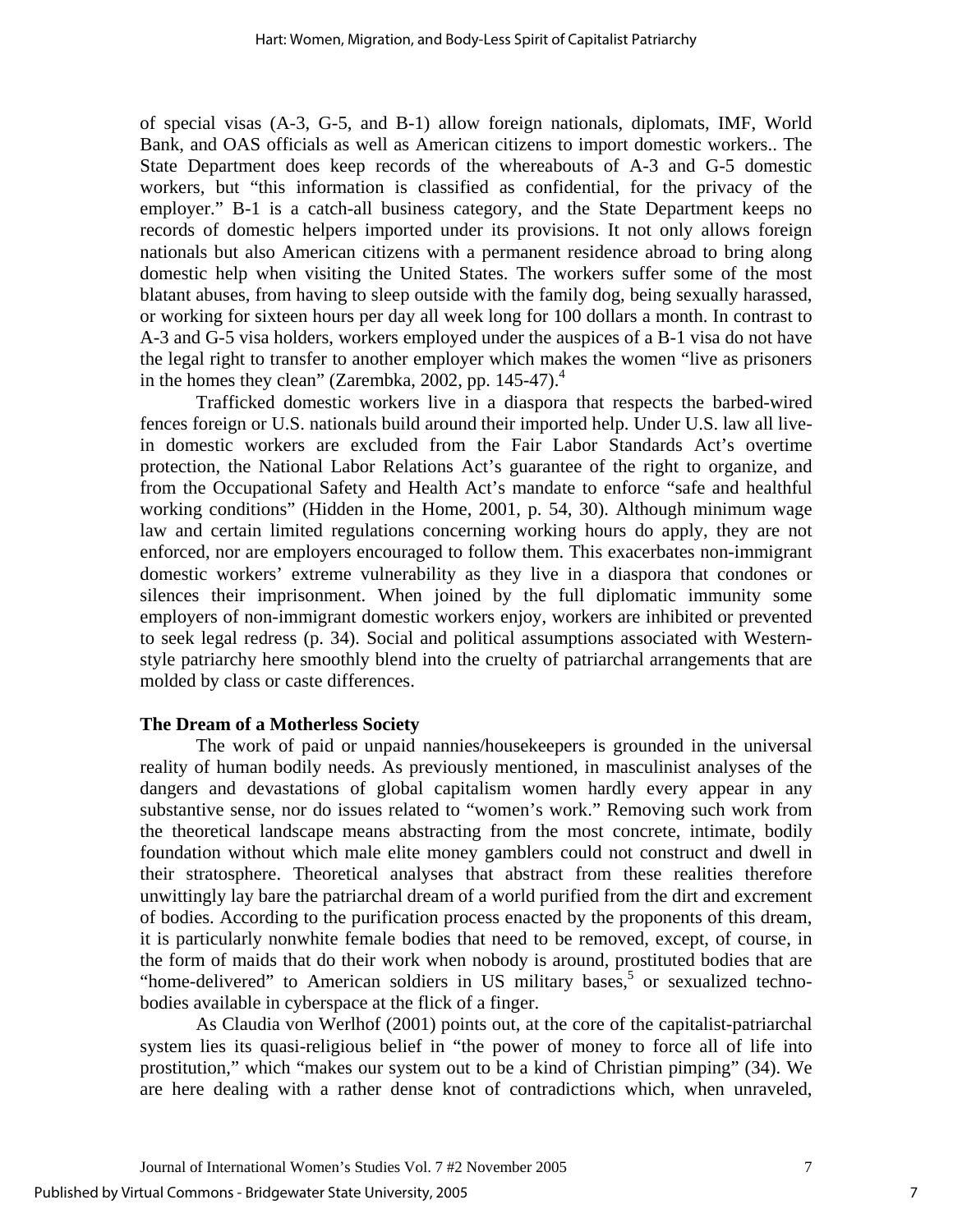of special visas (A-3, G-5, and B-1) allow foreign nationals, diplomats, IMF, World Bank, and OAS officials as well as American citizens to import domestic workers.. The State Department does keep records of the whereabouts of A-3 and G-5 domestic workers, but "this information is classified as confidential, for the privacy of the employer." B-1 is a catch-all business category, and the State Department keeps no records of domestic helpers imported under its provisions. It not only allows foreign nationals but also American citizens with a permanent residence abroad to bring along domestic help when visiting the United States. The workers suffer some of the most blatant abuses, from having to sleep outside with the family dog, being sexually harassed, or working for sixteen hours per day all week long for 100 dollars a month. In contrast to A-3 and G-5 visa holders, workers employed under the auspices of a B-1 visa do not have the legal right to transfer to another employer which makes the women "live as prisoners in the homes they clean" (Zarembka, 2002, pp. 145-47).[4]

Trafficked domestic workers live in a diaspora that respects the barbed-wired fences foreign or U.S. nationals build around their imported help. Under U.S. law all live-in domestic workers are excluded from the Fair Labor Standards Act's overtime protection, the National Labor Relations Act's guarantee of the right to organize, and from the Occupational Safety and Health Act's mandate to enforce "safe and healthful working conditions" (Hidden in the Home, 2001, p. 54, 30). Although minimum wage law and certain limited regulations concerning working hours do apply, they are not enforced, nor are employers encouraged to follow them. This exacerbates non-immigrant domestic workers' extreme vulnerability as they live in a diaspora that condones or silences their imprisonment. When joined by the full diplomatic immunity some employers of non-immigrant domestic workers enjoy, workers are inhibited or prevented to seek legal redress (p. 34). Social and political assumptions associated with Western-style patriarchy here smoothly blend into the cruelty of patriarchal arrangements that are molded by class or caste differences.

**The Dream of a Motherless Society**

The work of paid or unpaid nannies/housekeepers is grounded in the universal reality of human bodily needs. As previously mentioned, in masculinist analyses of the dangers and devastations of global capitalism women hardly every appear in any substantive sense, nor do issues related to "women's work." Removing such work from the theoretical landscape means abstracting from the most concrete, intimate, bodily foundation without which male elite money gamblers could not construct and dwell in their stratosphere. Theoretical analyses that abstract from these realities therefore unwittingly lay bare the patriarchal dream of a world purified from the dirt and excrement of bodies. According to the purification process enacted by the proponents of this dream, it is particularly nonwhite female bodies that need to be removed, except, of course, in the form of maids that do their work when nobody is around, prostituted bodies that are "home-delivered" to American soldiers in US military bases,[5] or sexualized techno-bodies available in cyberspace at the flick of a finger.

As Claudia von Werlhof (2001) points out, at the core of the capitalist-patriarchal system lies its quasi-religious belief in "the power of money to force all of life into prostitution," which "makes our system out to be a kind of Christian pimping" (34). We are here dealing with a rather dense knot of contradictions which, when unraveled,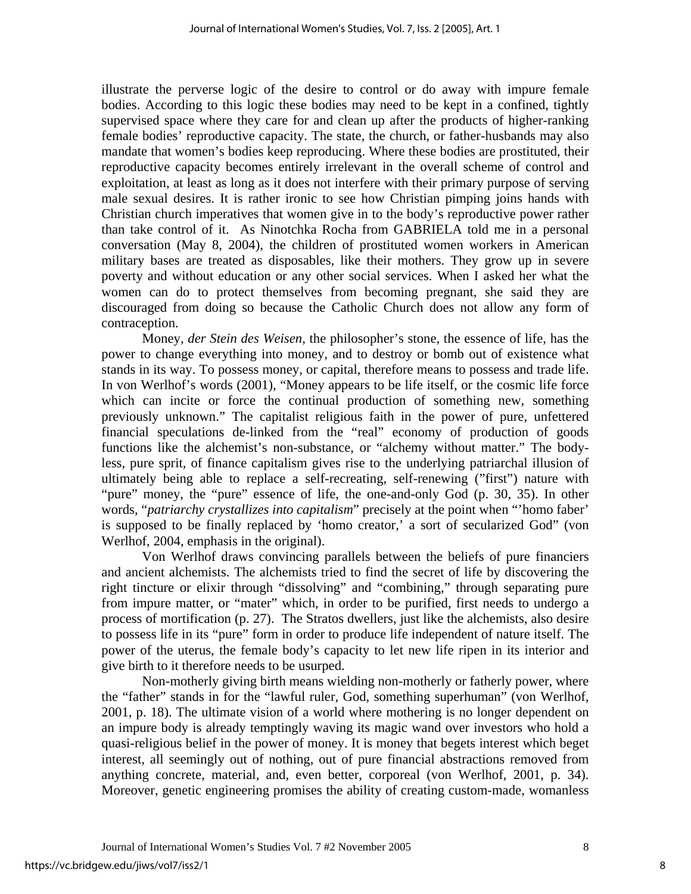illustrate the perverse logic of the desire to control or do away with impure female bodies. According to this logic these bodies may need to be kept in a confined, tightly supervised space where they care for and clean up after the products of higher-ranking female bodies' reproductive capacity. The state, the church, or father-husbands may also mandate that women's bodies keep reproducing. Where these bodies are prostituted, their reproductive capacity becomes entirely irrelevant in the overall scheme of control and exploitation, at least as long as it does not interfere with their primary purpose of serving male sexual desires. It is rather ironic to see how Christian pimping joins hands with Christian church imperatives that women give in to the body's reproductive power rather than take control of it. As Ninotchka Rocha from GABRIELA told me in a personal conversation (May 8, 2004), the children of prostituted women workers in American military bases are treated as disposables, like their mothers. They grow up in severe poverty and without education or any other social services. When I asked her what the women can do to protect themselves from becoming pregnant, she said they are discouraged from doing so because the Catholic Church does not allow any form of contraception.

Money, *der Stein des Weisen*, the philosopher's stone, the essence of life, has the power to change everything into money, and to destroy or bomb out of existence what stands in its way. To possess money, or capital, therefore means to possess and trade life. In von Werlhof's words (2001), "Money appears to be life itself, or the cosmic life force which can incite or force the continual production of something new, something previously unknown." The capitalist religious faith in the power of pure, unfettered financial speculations de-linked from the "real" economy of production of goods functions like the alchemist's non-substance, or "alchemy without matter." The body-less, pure sprit, of finance capitalism gives rise to the underlying patriarchal illusion of ultimately being able to replace a self-recreating, self-renewing ("first") nature with "pure" money, the "pure" essence of life, the one-and-only God (p. 30, 35). In other words, "*patriarchy crystallizes into capitalism*" precisely at the point when "'homo faber' is supposed to be finally replaced by 'homo creator,' a sort of secularized God" (von Werlhof, 2004, emphasis in the original).

Von Werlhof draws convincing parallels between the beliefs of pure financiers and ancient alchemists. The alchemists tried to find the secret of life by discovering the right tincture or elixir through "dissolving" and "combining," through separating pure from impure matter, or "mater" which, in order to be purified, first needs to undergo a process of mortification (p. 27). The Stratos dwellers, just like the alchemists, also desire to possess life in its "pure" form in order to produce life independent of nature itself. The power of the uterus, the female body's capacity to let new life ripen in its interior and give birth to it therefore needs to be usurped.

Non-motherly giving birth means wielding non-motherly or fatherly power, where the "father" stands in for the "lawful ruler, God, something superhuman" (von Werlhof, 2001, p. 18). The ultimate vision of a world where mothering is no longer dependent on an impure body is already temptingly waving its magic wand over investors who hold a quasi-religious belief in the power of money. It is money that begets interest which beget interest, all seemingly out of nothing, out of pure financial abstractions removed from anything concrete, material, and, even better, corporeal (von Werlhof, 2001, p. 34). Moreover, genetic engineering promises the ability of creating custom-made, womanless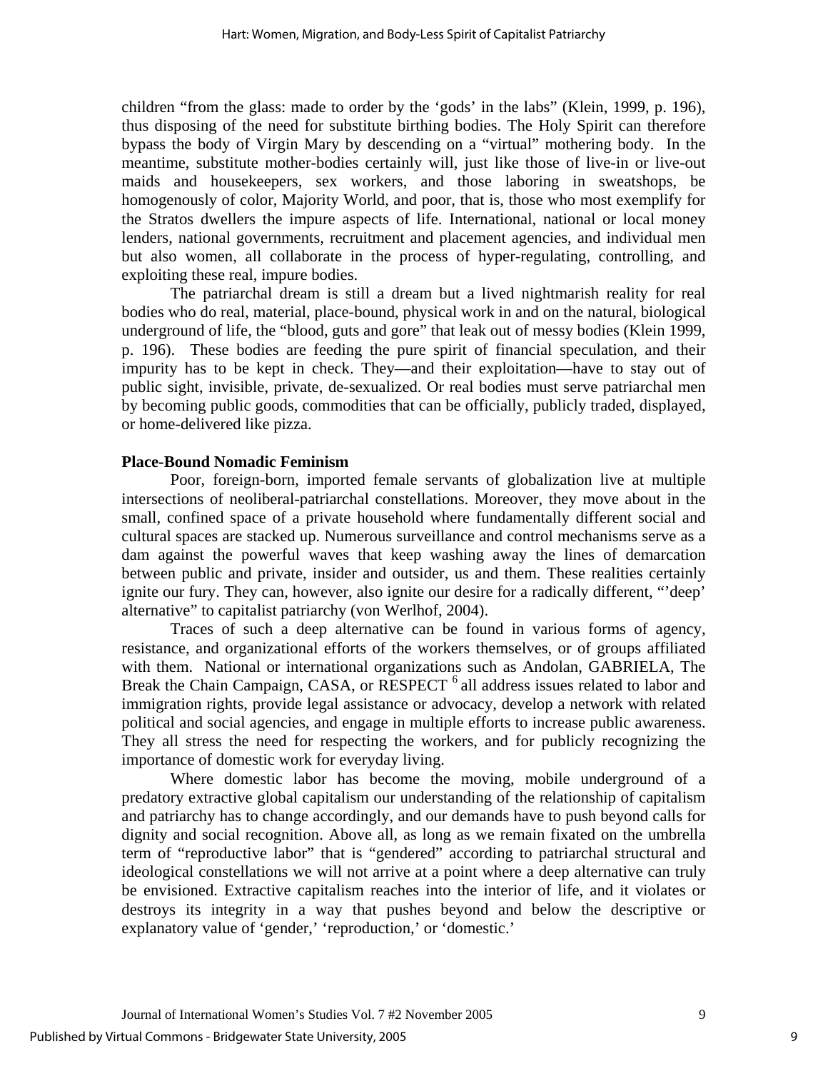children "from the glass: made to order by the 'gods' in the labs" (Klein, 1999, p. 196), thus disposing of the need for substitute birthing bodies. The Holy Spirit can therefore bypass the body of Virgin Mary by descending on a "virtual" mothering body. In the meantime, substitute mother-bodies certainly will, just like those of live-in or live-out maids and housekeepers, sex workers, and those laboring in sweatshops, be homogenously of color, Majority World, and poor, that is, those who most exemplify for the Stratos dwellers the impure aspects of life. International, national or local money lenders, national governments, recruitment and placement agencies, and individual men but also women, all collaborate in the process of hyper-regulating, controlling, and exploiting these real, impure bodies.

The patriarchal dream is still a dream but a lived nightmarish reality for real bodies who do real, material, place-bound, physical work in and on the natural, biological underground of life, the "blood, guts and gore" that leak out of messy bodies (Klein 1999, p. 196). These bodies are feeding the pure spirit of financial speculation, and their impurity has to be kept in check. They—and their exploitation—have to stay out of public sight, invisible, private, de-sexualized. Or real bodies must serve patriarchal men by becoming public goods, commodities that can be officially, publicly traded, displayed, or home-delivered like pizza.

**Place-Bound Nomadic Feminism**

Poor, foreign-born, imported female servants of globalization live at multiple intersections of neoliberal-patriarchal constellations. Moreover, they move about in the small, confined space of a private household where fundamentally different social and cultural spaces are stacked up. Numerous surveillance and control mechanisms serve as a dam against the powerful waves that keep washing away the lines of demarcation between public and private, insider and outsider, us and them. These realities certainly ignite our fury. They can, however, also ignite our desire for a radically different, "'deep' alternative" to capitalist patriarchy (von Werlhof, 2004).

Traces of such a deep alternative can be found in various forms of agency, resistance, and organizational efforts of the workers themselves, or of groups affiliated with them. National or international organizations such as Andolan, GABRIELA, The Break the Chain Campaign, CASA, or RESPECT [6] all address issues related to labor and immigration rights, provide legal assistance or advocacy, develop a network with related political and social agencies, and engage in multiple efforts to increase public awareness. They all stress the need for respecting the workers, and for publicly recognizing the importance of domestic work for everyday living.

Where domestic labor has become the moving, mobile underground of a predatory extractive global capitalism our understanding of the relationship of capitalism and patriarchy has to change accordingly, and our demands have to push beyond calls for dignity and social recognition. Above all, as long as we remain fixated on the umbrella term of "reproductive labor" that is "gendered" according to patriarchal structural and ideological constellations we will not arrive at a point where a deep alternative can truly be envisioned. Extractive capitalism reaches into the interior of life, and it violates or destroys its integrity in a way that pushes beyond and below the descriptive or explanatory value of 'gender,' 'reproduction,' or 'domestic.'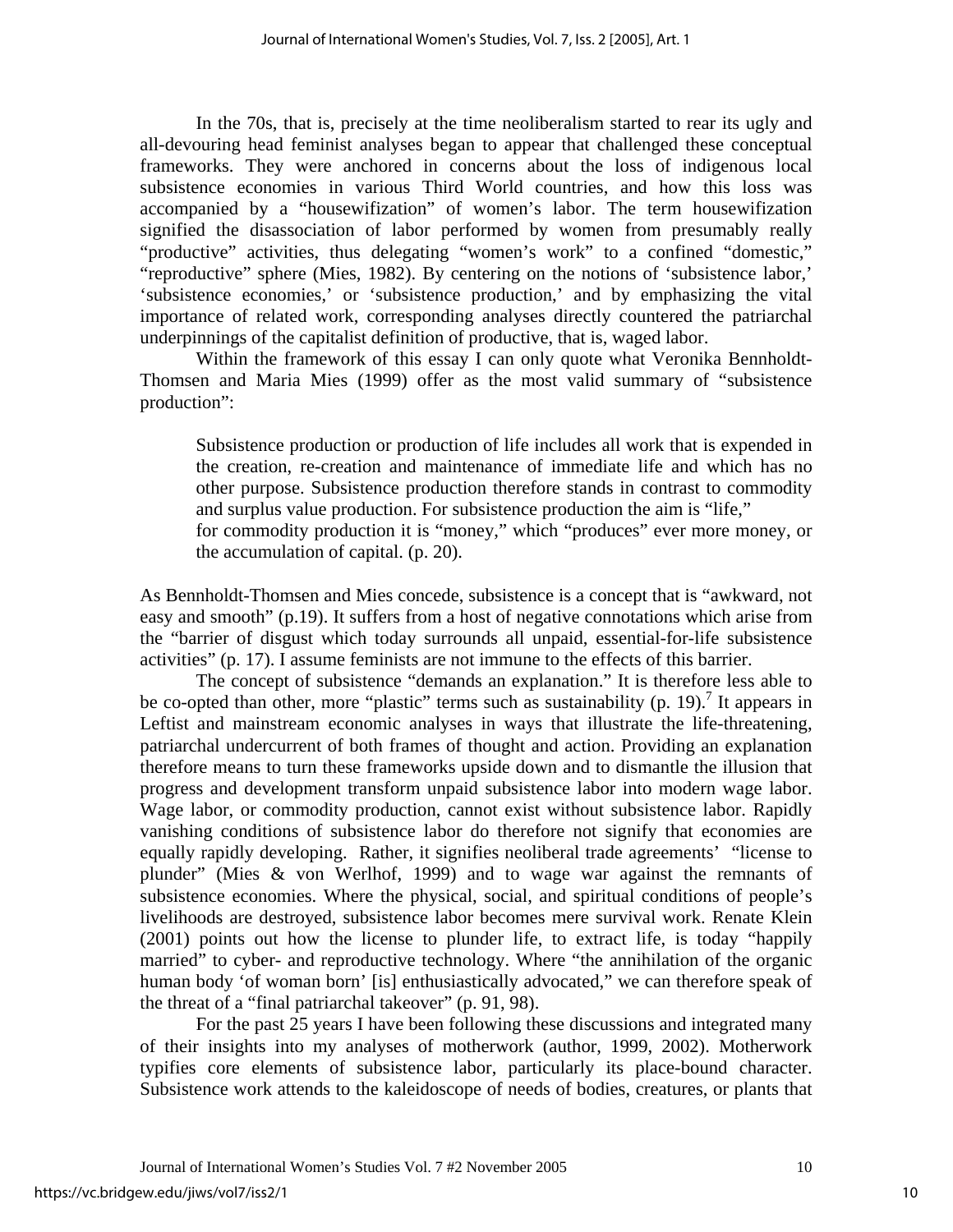In the 70s, that is, precisely at the time neoliberalism started to rear its ugly and all-devouring head feminist analyses began to appear that challenged these conceptual frameworks. They were anchored in concerns about the loss of indigenous local subsistence economies in various Third World countries, and how this loss was accompanied by a "housewifization" of women's labor. The term housewifization signified the disassociation of labor performed by women from presumably really "productive" activities, thus delegating "women's work" to a confined "domestic," "reproductive" sphere (Mies, 1982). By centering on the notions of 'subsistence labor,' 'subsistence economies,' or 'subsistence production,' and by emphasizing the vital importance of related work, corresponding analyses directly countered the patriarchal underpinnings of the capitalist definition of productive, that is, waged labor.

Within the framework of this essay I can only quote what Veronika Bennholdt-Thomsen and Maria Mies (1999) offer as the most valid summary of "subsistence production":

> Subsistence production or production of life includes all work that is expended in the creation, re-creation and maintenance of immediate life and which has no other purpose. Subsistence production therefore stands in contrast to commodity and surplus value production. For subsistence production the aim is "life," for commodity production it is "money," which "produces" ever more money, or the accumulation of capital. (p. 20).

As Bennholdt-Thomsen and Mies concede, subsistence is a concept that is "awkward, not easy and smooth" (p.19). It suffers from a host of negative connotations which arise from the "barrier of disgust which today surrounds all unpaid, essential-for-life subsistence activities" (p. 17). I assume feminists are not immune to the effects of this barrier.

The concept of subsistence "demands an explanation." It is therefore less able to be co-opted than other, more "plastic" terms such as sustainability (p. 19).[7] It appears in Leftist and mainstream economic analyses in ways that illustrate the life-threatening, patriarchal undercurrent of both frames of thought and action. Providing an explanation therefore means to turn these frameworks upside down and to dismantle the illusion that progress and development transform unpaid subsistence labor into modern wage labor. Wage labor, or commodity production, cannot exist without subsistence labor. Rapidly vanishing conditions of subsistence labor do therefore not signify that economies are equally rapidly developing. Rather, it signifies neoliberal trade agreements' "license to plunder" (Mies & von Werlhof, 1999) and to wage war against the remnants of subsistence economies. Where the physical, social, and spiritual conditions of people's livelihoods are destroyed, subsistence labor becomes mere survival work. Renate Klein (2001) points out how the license to plunder life, to extract life, is today "happily married" to cyber- and reproductive technology. Where "the annihilation of the organic human body 'of woman born' [is] enthusiastically advocated," we can therefore speak of the threat of a "final patriarchal takeover" (p. 91, 98).

For the past 25 years I have been following these discussions and integrated many of their insights into my analyses of motherwork (author, 1999, 2002). Motherwork typifies core elements of subsistence labor, particularly its place-bound character. Subsistence work attends to the kaleidoscope of needs of bodies, creatures, or plants that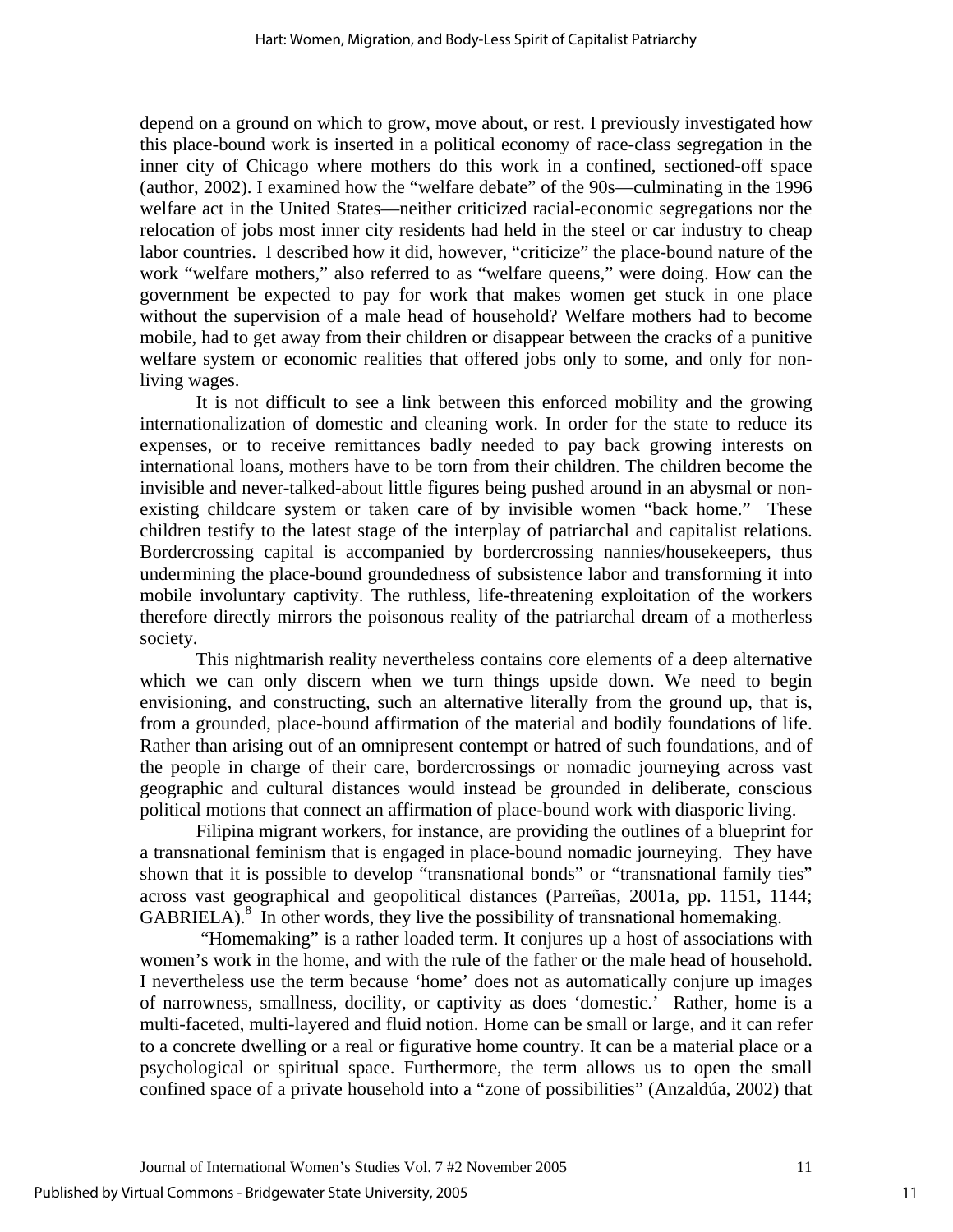depend on a ground on which to grow, move about, or rest. I previously investigated how this place-bound work is inserted in a political economy of race-class segregation in the inner city of Chicago where mothers do this work in a confined, sectioned-off space (author, 2002). I examined how the "welfare debate" of the 90s—culminating in the 1996 welfare act in the United States—neither criticized racial-economic segregations nor the relocation of jobs most inner city residents had held in the steel or car industry to cheap labor countries. I described how it did, however, "criticize" the place-bound nature of the work "welfare mothers," also referred to as "welfare queens," were doing. How can the government be expected to pay for work that makes women get stuck in one place without the supervision of a male head of household? Welfare mothers had to become mobile, had to get away from their children or disappear between the cracks of a punitive welfare system or economic realities that offered jobs only to some, and only for non-living wages.

It is not difficult to see a link between this enforced mobility and the growing internationalization of domestic and cleaning work. In order for the state to reduce its expenses, or to receive remittances badly needed to pay back growing interests on international loans, mothers have to be torn from their children. The children become the invisible and never-talked-about little figures being pushed around in an abysmal or non-existing childcare system or taken care of by invisible women "back home." These children testify to the latest stage of the interplay of patriarchal and capitalist relations. Bordercrossing capital is accompanied by bordercrossing nannies/housekeepers, thus undermining the place-bound groundedness of subsistence labor and transforming it into mobile involuntary captivity. The ruthless, life-threatening exploitation of the workers therefore directly mirrors the poisonous reality of the patriarchal dream of a motherless society.

This nightmarish reality nevertheless contains core elements of a deep alternative which we can only discern when we turn things upside down. We need to begin envisioning, and constructing, such an alternative literally from the ground up, that is, from a grounded, place-bound affirmation of the material and bodily foundations of life. Rather than arising out of an omnipresent contempt or hatred of such foundations, and of the people in charge of their care, bordercrossings or nomadic journeying across vast geographic and cultural distances would instead be grounded in deliberate, conscious political motions that connect an affirmation of place-bound work with diasporic living.

Filipina migrant workers, for instance, are providing the outlines of a blueprint for a transnational feminism that is engaged in place-bound nomadic journeying. They have shown that it is possible to develop "transnational bonds" or "transnational family ties" across vast geographical and geopolitical distances (Parreñas, 2001a, pp. 1151, 1144; GABRIELA).[8] In other words, they live the possibility of transnational homemaking.

"Homemaking" is a rather loaded term. It conjures up a host of associations with women's work in the home, and with the rule of the father or the male head of household. I nevertheless use the term because 'home' does not as automatically conjure up images of narrowness, smallness, docility, or captivity as does 'domestic.' Rather, home is a multi-faceted, multi-layered and fluid notion. Home can be small or large, and it can refer to a concrete dwelling or a real or figurative home country. It can be a material place or a psychological or spiritual space. Furthermore, the term allows us to open the small confined space of a private household into a "zone of possibilities" (Anzaldúa, 2002) that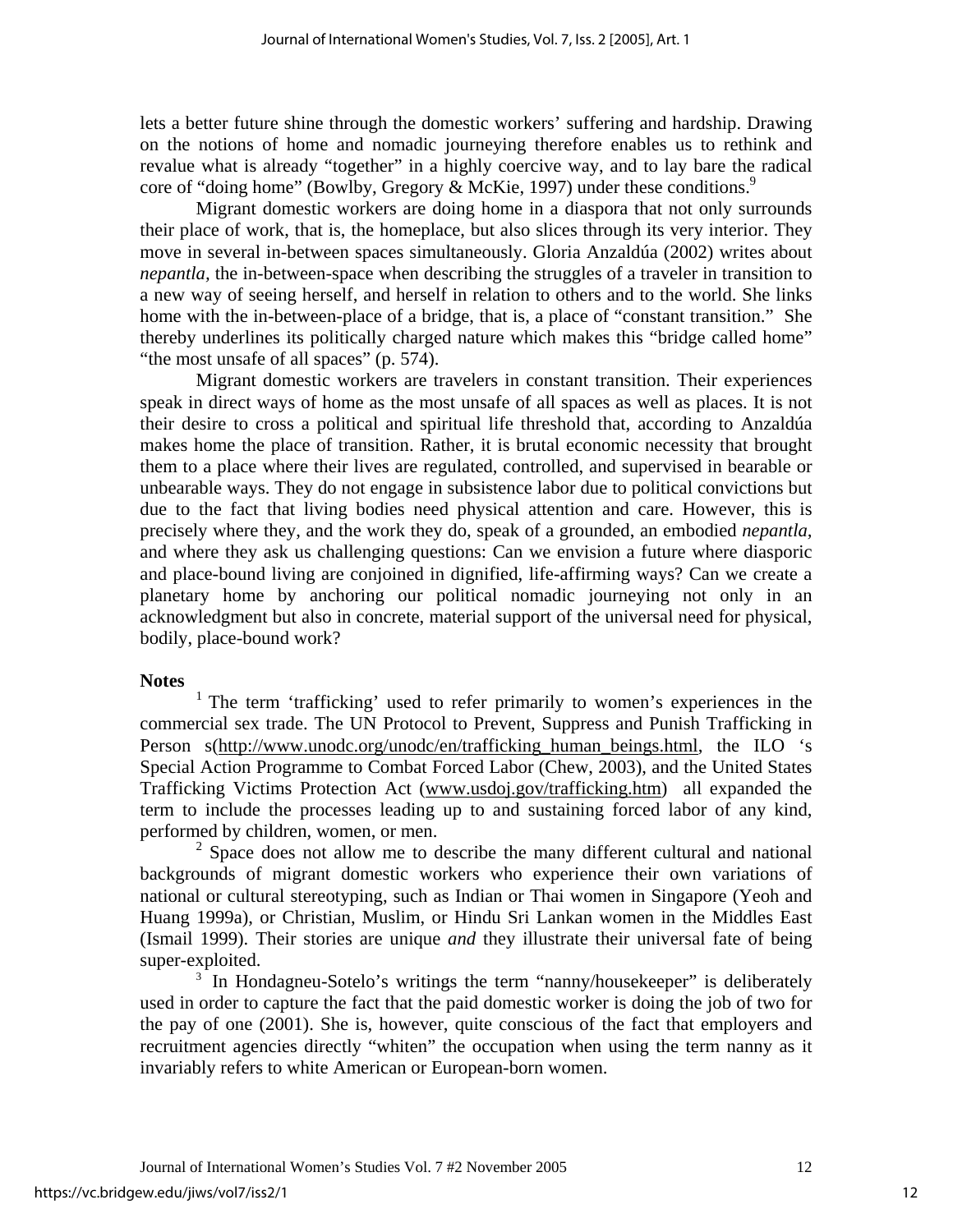lets a better future shine through the domestic workers' suffering and hardship. Drawing on the notions of home and nomadic journeying therefore enables us to rethink and revalue what is already "together" in a highly coercive way, and to lay bare the radical core of "doing home" (Bowlby, Gregory & McKie, 1997) under these conditions.[9]

Migrant domestic workers are doing home in a diaspora that not only surrounds their place of work, that is, the homeplace, but also slices through its very interior. They move in several in-between spaces simultaneously. Gloria Anzaldúa (2002) writes about *nepantla,* the in-between-space when describing the struggles of a traveler in transition to a new way of seeing herself, and herself in relation to others and to the world. She links home with the in-between-place of a bridge, that is, a place of "constant transition." She thereby underlines its politically charged nature which makes this "bridge called home" "the most unsafe of all spaces" (p. 574).

Migrant domestic workers are travelers in constant transition. Their experiences speak in direct ways of home as the most unsafe of all spaces as well as places. It is not their desire to cross a political and spiritual life threshold that, according to Anzaldúa makes home the place of transition. Rather, it is brutal economic necessity that brought them to a place where their lives are regulated, controlled, and supervised in bearable or unbearable ways. They do not engage in subsistence labor due to political convictions but due to the fact that living bodies need physical attention and care. However, this is precisely where they, and the work they do, speak of a grounded, an embodied *nepantla*, and where they ask us challenging questions: Can we envision a future where diasporic and place-bound living are conjoined in dignified, life-affirming ways? Can we create a planetary home by anchoring our political nomadic journeying not only in an acknowledgment but also in concrete, material support of the universal need for physical, bodily, place-bound work?

**Notes**

[1] The term 'trafficking' used to refer primarily to women's experiences in the commercial sex trade. The UN Protocol to Prevent, Suppress and Punish Trafficking in Person s(http://www.unodc.org/unodc/en/trafficking_human_beings.html, the ILO 's Special Action Programme to Combat Forced Labor (Chew, 2003), and the United States Trafficking Victims Protection Act (www.usdoj.gov/trafficking.htm) all expanded the term to include the processes leading up to and sustaining forced labor of any kind, performed by children, women, or men.

[2] Space does not allow me to describe the many different cultural and national backgrounds of migrant domestic workers who experience their own variations of national or cultural stereotyping, such as Indian or Thai women in Singapore (Yeoh and Huang 1999a), or Christian, Muslim, or Hindu Sri Lankan women in the Middles East (Ismail 1999). Their stories are unique *and* they illustrate their universal fate of being super-exploited.

[3] In Hondagneu-Sotelo's writings the term "nanny/housekeeper" is deliberately used in order to capture the fact that the paid domestic worker is doing the job of two for the pay of one (2001). She is, however, quite conscious of the fact that employers and recruitment agencies directly "whiten" the occupation when using the term nanny as it invariably refers to white American or European-born women.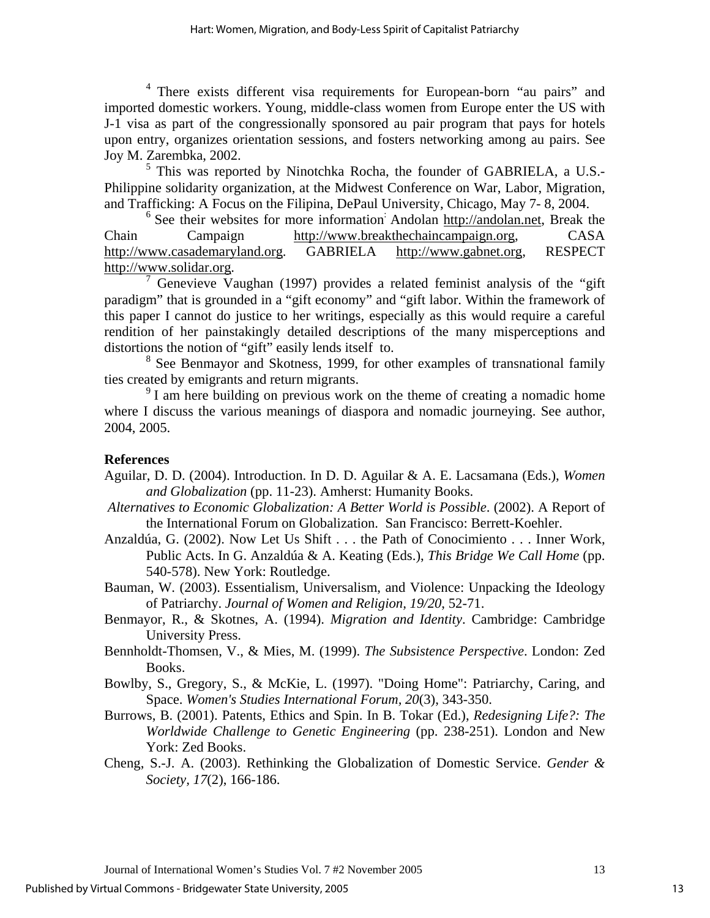[4] There exists different visa requirements for European-born "au pairs" and imported domestic workers. Young, middle-class women from Europe enter the US with J-1 visa as part of the congressionally sponsored au pair program that pays for hotels upon entry, organizes orientation sessions, and fosters networking among au pairs. See Joy M. Zarembka, 2002.

[5] This was reported by Ninotchka Rocha, the founder of GABRIELA, a U.S.-Philippine solidarity organization, at the Midwest Conference on War, Labor, Migration, and Trafficking: A Focus on the Filipina, DePaul University, Chicago, May 7- 8, 2004.

[6] See their websites for more information: Andolan http://andolan.net, Break the Chain Campaign http://www.breakthechaincampaign.org, CASA http://www.casademaryland.org. GABRIELA http://www.gabnet.org, RESPECT http://www.solidar.org.

[7] Genevieve Vaughan (1997) provides a related feminist analysis of the "gift paradigm" that is grounded in a "gift economy" and "gift labor. Within the framework of this paper I cannot do justice to her writings, especially as this would require a careful rendition of her painstakingly detailed descriptions of the many misperceptions and distortions the notion of "gift" easily lends itself to.

[8] See Benmayor and Skotness, 1999, for other examples of transnational family ties created by emigrants and return migrants.

[9] I am here building on previous work on the theme of creating a nomadic home where I discuss the various meanings of diaspora and nomadic journeying. See author, 2004, 2005.

**References**

Aguilar, D. D. (2004). Introduction. In D. D. Aguilar & A. E. Lacsamana (Eds.), *Women and Globalization* (pp. 11-23). Amherst: Humanity Books.

*Alternatives to Economic Globalization: A Better World is Possible*. (2002). A Report of the International Forum on Globalization. San Francisco: Berrett-Koehler.

Anzaldúa, G. (2002). Now Let Us Shift . . . the Path of Conocimiento . . . Inner Work, Public Acts. In G. Anzaldúa & A. Keating (Eds.), *This Bridge We Call Home* (pp. 540-578). New York: Routledge.

Bauman, W. (2003). Essentialism, Universalism, and Violence: Unpacking the Ideology of Patriarchy. *Journal of Women and Religion, 19/20*, 52-71.

Benmayor, R., & Skotnes, A. (1994). *Migration and Identity*. Cambridge: Cambridge University Press.

Bennholdt-Thomsen, V., & Mies, M. (1999). *The Subsistence Perspective*. London: Zed Books.

Bowlby, S., Gregory, S., & McKie, L. (1997). "Doing Home": Patriarchy, Caring, and Space. *Women's Studies International Forum, 20*(3), 343-350.

Burrows, B. (2001). Patents, Ethics and Spin. In B. Tokar (Ed.), *Redesigning Life?: The Worldwide Challenge to Genetic Engineering* (pp. 238-251). London and New York: Zed Books.

Cheng, S.-J. A. (2003). Rethinking the Globalization of Domestic Service. *Gender & Society, 17*(2), 166-186.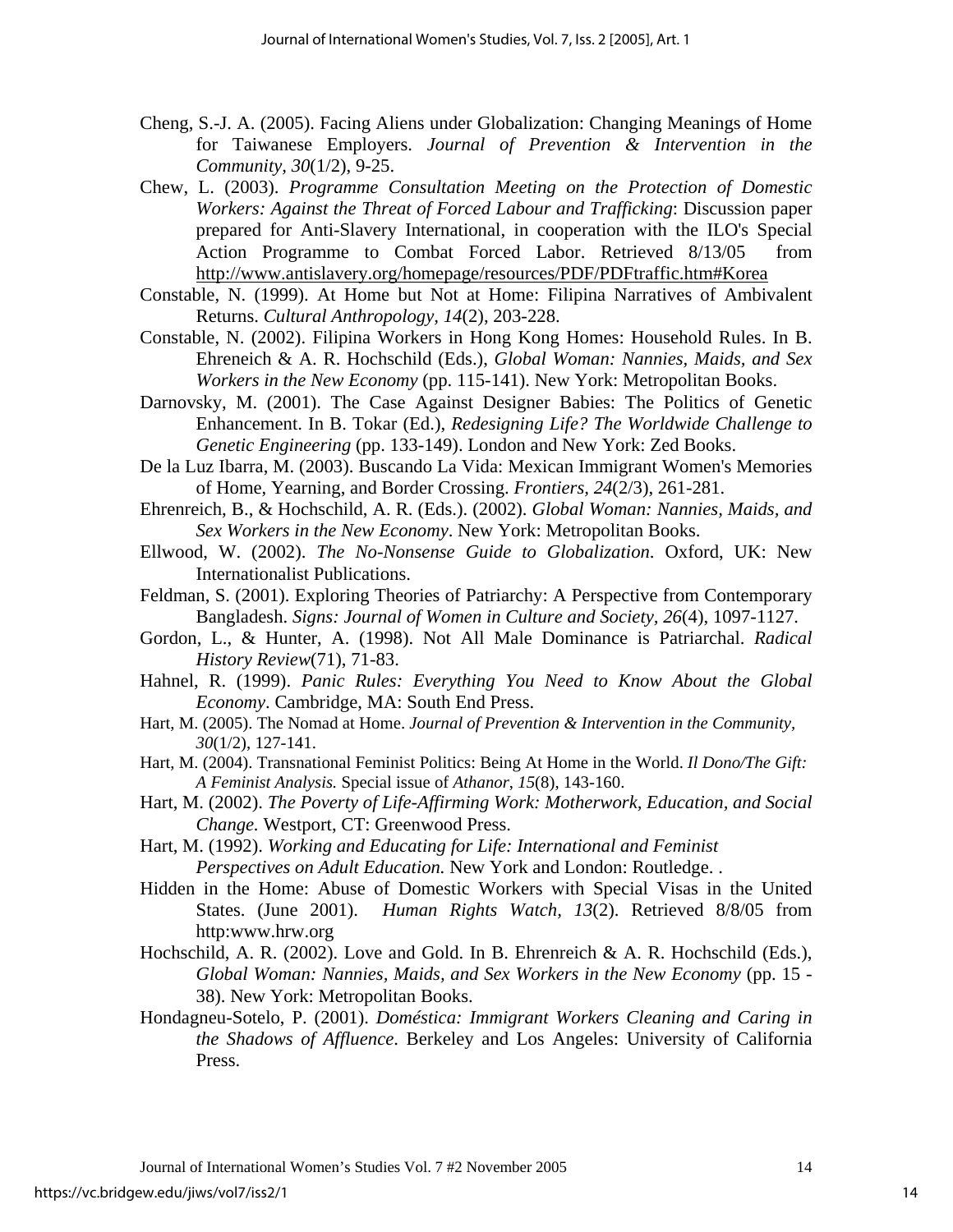Cheng, S.-J. A. (2005). Facing Aliens under Globalization: Changing Meanings of Home for Taiwanese Employers. *Journal of Prevention & Intervention in the Community*, *30*(1/2), 9-25.

Chew, L. (2003). *Programme Consultation Meeting on the Protection of Domestic Workers: Against the Threat of Forced Labour and Trafficking*: Discussion paper prepared for Anti-Slavery International, in cooperation with the ILO's Special Action Programme to Combat Forced Labor. Retrieved 8/13/05 from http://www.antislavery.org/homepage/resources/PDF/PDFtraffic.htm#Korea

Constable, N. (1999). At Home but Not at Home: Filipina Narratives of Ambivalent Returns. *Cultural Anthropology, 14*(2), 203-228.

Constable, N. (2002). Filipina Workers in Hong Kong Homes: Household Rules. In B. Ehreneich & A. R. Hochschild (Eds.), *Global Woman: Nannies, Maids, and Sex Workers in the New Economy* (pp. 115-141). New York: Metropolitan Books.

Darnovsky, M. (2001). The Case Against Designer Babies: The Politics of Genetic Enhancement. In B. Tokar (Ed.), *Redesigning Life? The Worldwide Challenge to Genetic Engineering* (pp. 133-149). London and New York: Zed Books.

De la Luz Ibarra, M. (2003). Buscando La Vida: Mexican Immigrant Women's Memories of Home, Yearning, and Border Crossing. *Frontiers, 24*(2/3), 261-281.

Ehrenreich, B., & Hochschild, A. R. (Eds.). (2002). *Global Woman: Nannies, Maids, and Sex Workers in the New Economy*. New York: Metropolitan Books.

Ellwood, W. (2002). *The No-Nonsense Guide to Globalization*. Oxford, UK: New Internationalist Publications.

Feldman, S. (2001). Exploring Theories of Patriarchy: A Perspective from Contemporary Bangladesh. *Signs: Journal of Women in Culture and Society, 26*(4), 1097-1127.

Gordon, L., & Hunter, A. (1998). Not All Male Dominance is Patriarchal. *Radical History Review*(71), 71-83.

Hahnel, R. (1999). *Panic Rules: Everything You Need to Know About the Global Economy*. Cambridge, MA: South End Press.

Hart, M. (2005). The Nomad at Home. *Journal of Prevention & Intervention in the Community, 30*(1/2), 127-141.

Hart, M. (2004). Transnational Feminist Politics: Being At Home in the World. *Il Dono/The Gift: A Feminist Analysis.* Special issue of *Athanor*, *15*(8), 143-160.

Hart, M. (2002). *The Poverty of Life-Affirming Work: Motherwork, Education, and Social Change.* Westport, CT: Greenwood Press.

Hart, M. (1992). *Working and Educating for Life: International and Feminist Perspectives on Adult Education.* New York and London: Routledge. .

Hidden in the Home: Abuse of Domestic Workers with Special Visas in the United States. (June 2001). *Human Rights Watch, 13*(2). Retrieved 8/8/05 from http:www.hrw.org

Hochschild, A. R. (2002). Love and Gold. In B. Ehrenreich & A. R. Hochschild (Eds.), *Global Woman: Nannies, Maids, and Sex Workers in the New Economy* (pp. 15 - 38). New York: Metropolitan Books.

Hondagneu-Sotelo, P. (2001). *Doméstica: Immigrant Workers Cleaning and Caring in the Shadows of Affluence*. Berkeley and Los Angeles: University of California Press.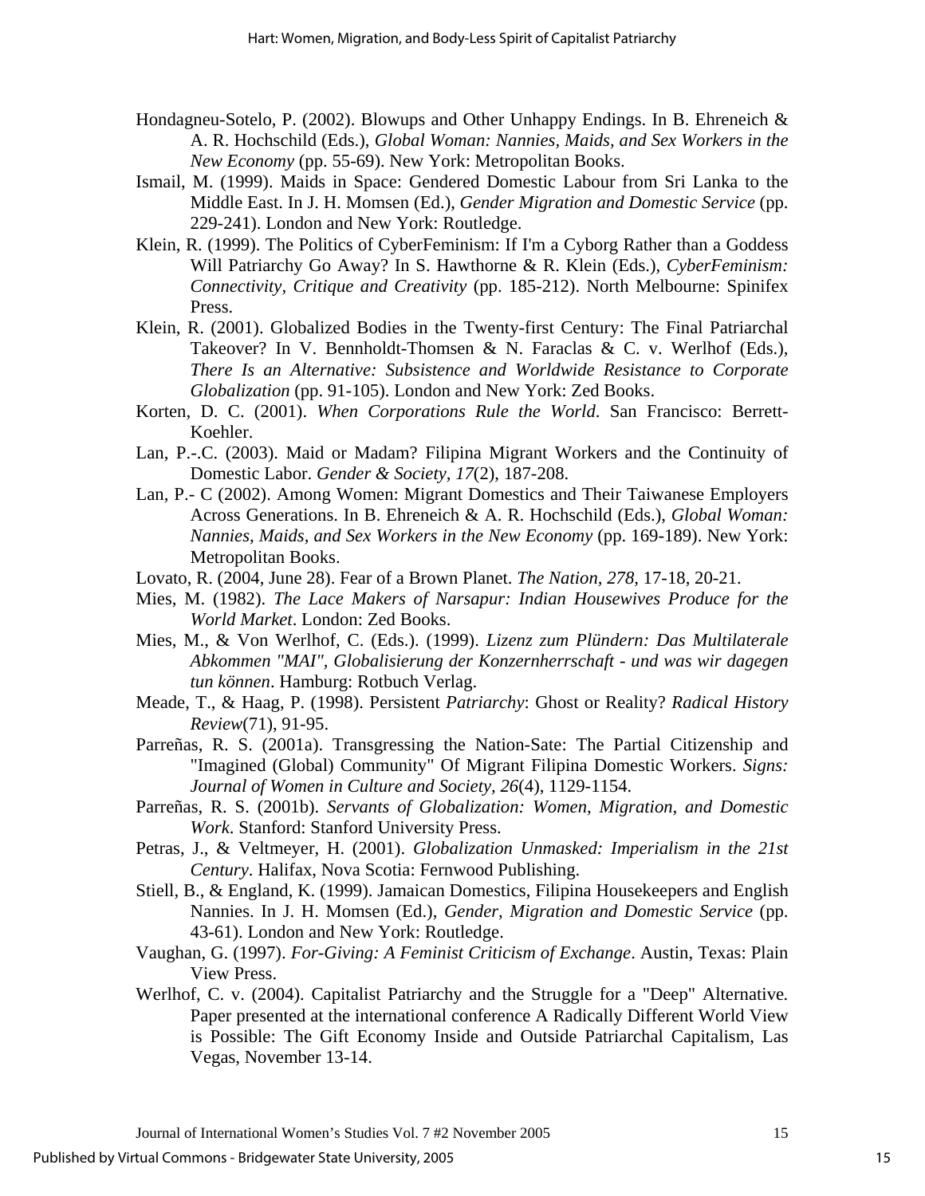Hondagneu-Sotelo, P. (2002). Blowups and Other Unhappy Endings. In B. Ehreneich & A. R. Hochschild (Eds.), *Global Woman: Nannies, Maids, and Sex Workers in the New Economy* (pp. 55-69). New York: Metropolitan Books.

Ismail, M. (1999). Maids in Space: Gendered Domestic Labour from Sri Lanka to the Middle East. In J. H. Momsen (Ed.), *Gender Migration and Domestic Service* (pp. 229-241). London and New York: Routledge.

Klein, R. (1999). The Politics of CyberFeminism: If I'm a Cyborg Rather than a Goddess Will Patriarchy Go Away? In S. Hawthorne & R. Klein (Eds.), *CyberFeminism: Connectivity, Critique and Creativity* (pp. 185-212). North Melbourne: Spinifex Press.

Klein, R. (2001). Globalized Bodies in the Twenty-first Century: The Final Patriarchal Takeover? In V. Bennholdt-Thomsen & N. Faraclas & C. v. Werlhof (Eds.), *There Is an Alternative: Subsistence and Worldwide Resistance to Corporate Globalization* (pp. 91-105). London and New York: Zed Books.

Korten, D. C. (2001). *When Corporations Rule the World*. San Francisco: Berrett-Koehler.

Lan, P.-.C. (2003). Maid or Madam? Filipina Migrant Workers and the Continuity of Domestic Labor. *Gender & Society, 17*(2), 187-208.

Lan, P.- C (2002). Among Women: Migrant Domestics and Their Taiwanese Employers Across Generations. In B. Ehreneich & A. R. Hochschild (Eds.), *Global Woman: Nannies, Maids, and Sex Workers in the New Economy* (pp. 169-189). New York: Metropolitan Books.

Lovato, R. (2004, June 28). Fear of a Brown Planet. *The Nation, 278,* 17-18, 20-21.

Mies, M. (1982). *The Lace Makers of Narsapur: Indian Housewives Produce for the World Market*. London: Zed Books.

Mies, M., & Von Werlhof, C. (Eds.). (1999). *Lizenz zum Plündern: Das Multilaterale Abkommen "MAI", Globalisierung der Konzernherrschaft - und was wir dagegen tun können*. Hamburg: Rotbuch Verlag.

Meade, T., & Haag, P. (1998). Persistent *Patriarchy*: Ghost or Reality? *Radical History Review*(71), 91-95.

Parreñas, R. S. (2001a). Transgressing the Nation-Sate: The Partial Citizenship and "Imagined (Global) Community" Of Migrant Filipina Domestic Workers. *Signs: Journal of Women in Culture and Society, 26*(4), 1129-1154.

Parreñas, R. S. (2001b). *Servants of Globalization: Women, Migration, and Domestic Work*. Stanford: Stanford University Press.

Petras, J., & Veltmeyer, H. (2001). *Globalization Unmasked: Imperialism in the 21st Century*. Halifax, Nova Scotia: Fernwood Publishing.

Stiell, B., & England, K. (1999). Jamaican Domestics, Filipina Housekeepers and English Nannies. In J. H. Momsen (Ed.), *Gender, Migration and Domestic Service* (pp. 43-61). London and New York: Routledge.

Vaughan, G. (1997). *For-Giving: A Feminist Criticism of Exchange*. Austin, Texas: Plain View Press.

Werlhof, C. v. (2004). Capitalist Patriarchy and the Struggle for a "Deep" Alternative. Paper presented at the international conference A Radically Different World View is Possible: The Gift Economy Inside and Outside Patriarchal Capitalism, Las Vegas, November 13-14.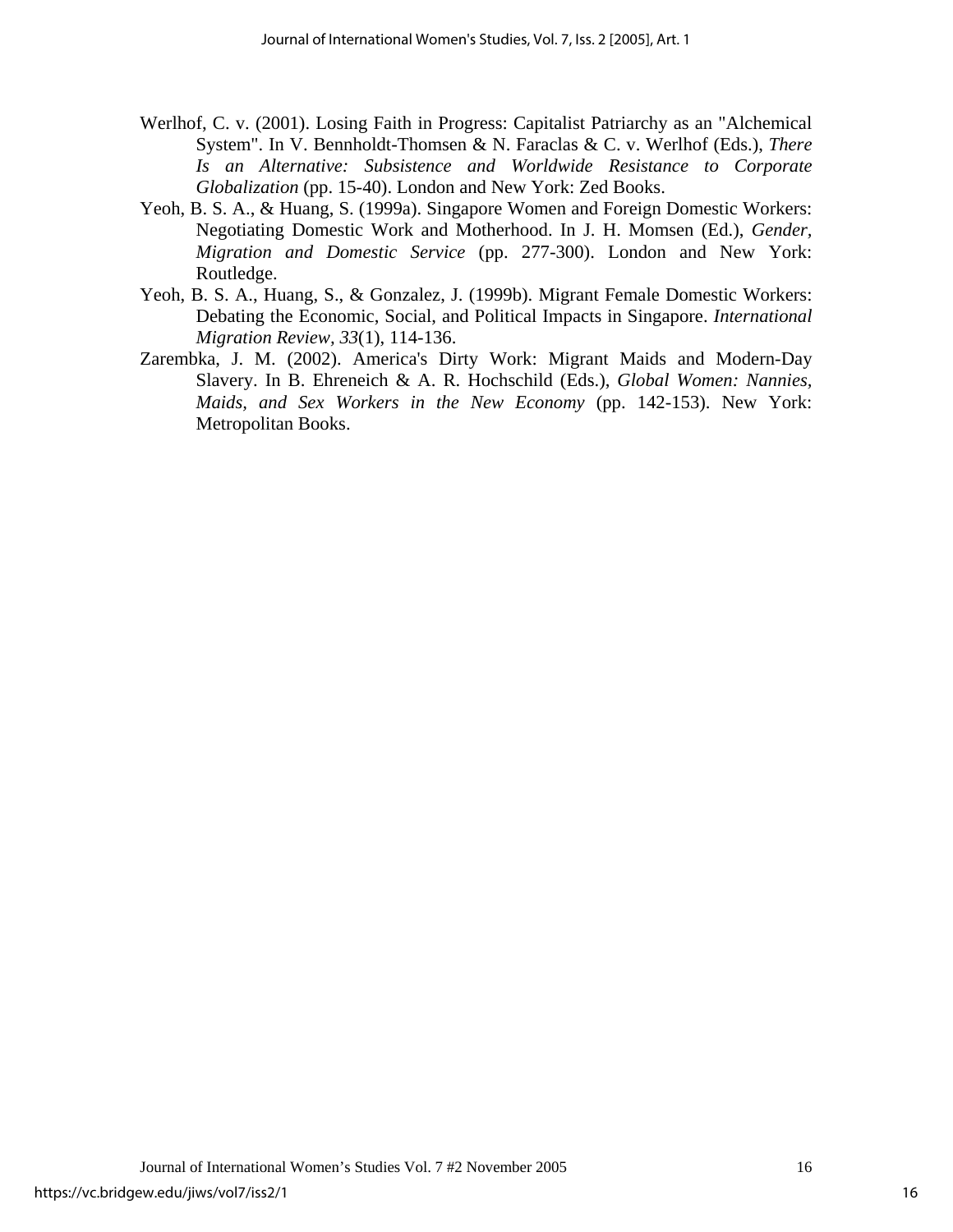Werlhof, C. v. (2001). Losing Faith in Progress: Capitalist Patriarchy as an "Alchemical System". In V. Bennholdt-Thomsen & N. Faraclas & C. v. Werlhof (Eds.), *There Is an Alternative: Subsistence and Worldwide Resistance to Corporate Globalization* (pp. 15-40). London and New York: Zed Books.

Yeoh, B. S. A., & Huang, S. (1999a). Singapore Women and Foreign Domestic Workers: Negotiating Domestic Work and Motherhood. In J. H. Momsen (Ed.), *Gender, Migration and Domestic Service* (pp. 277-300). London and New York: Routledge.

Yeoh, B. S. A., Huang, S., & Gonzalez, J. (1999b). Migrant Female Domestic Workers: Debating the Economic, Social, and Political Impacts in Singapore. *International Migration Review*, *33*(1), 114-136.

Zarembka, J. M. (2002). America's Dirty Work: Migrant Maids and Modern-Day Slavery. In B. Ehreneich & A. R. Hochschild (Eds.), *Global Women: Nannies, Maids, and Sex Workers in the New Economy* (pp. 142-153). New York: Metropolitan Books.